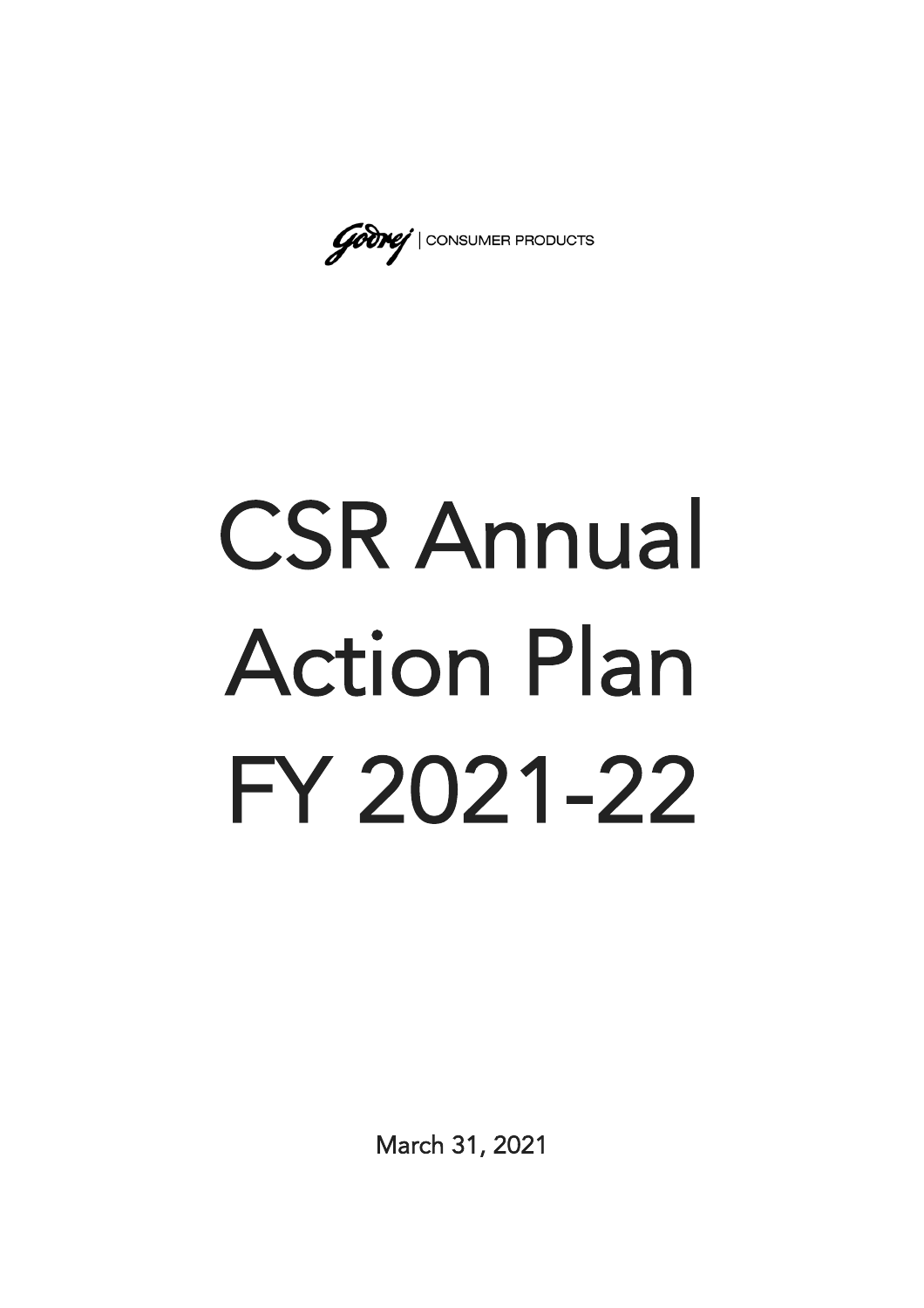Godrej | CONSUMER PRODUCTS

# CSR Annual Action Plan FY 2021-22

March 31, 2021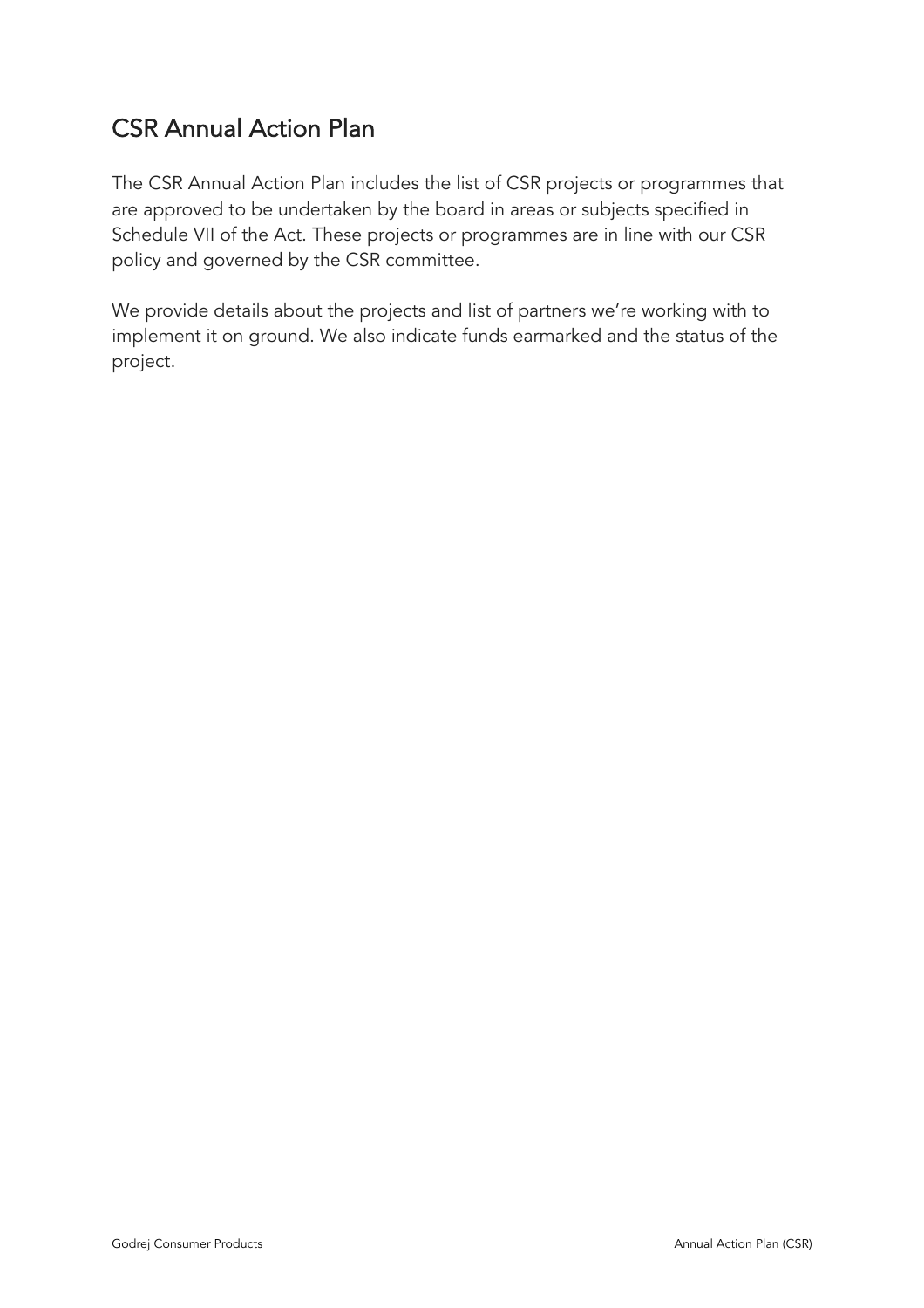# CSR Annual Action Plan

The CSR Annual Action Plan includes the list of CSR projects or programmes that are approved to be undertaken by the board in areas or subjects specified in Schedule VII of the Act. These projects or programmes are in line with our CSR policy and governed by the CSR committee.

We provide details about the projects and list of partners we're working with to implement it on ground. We also indicate funds earmarked and the status of the project.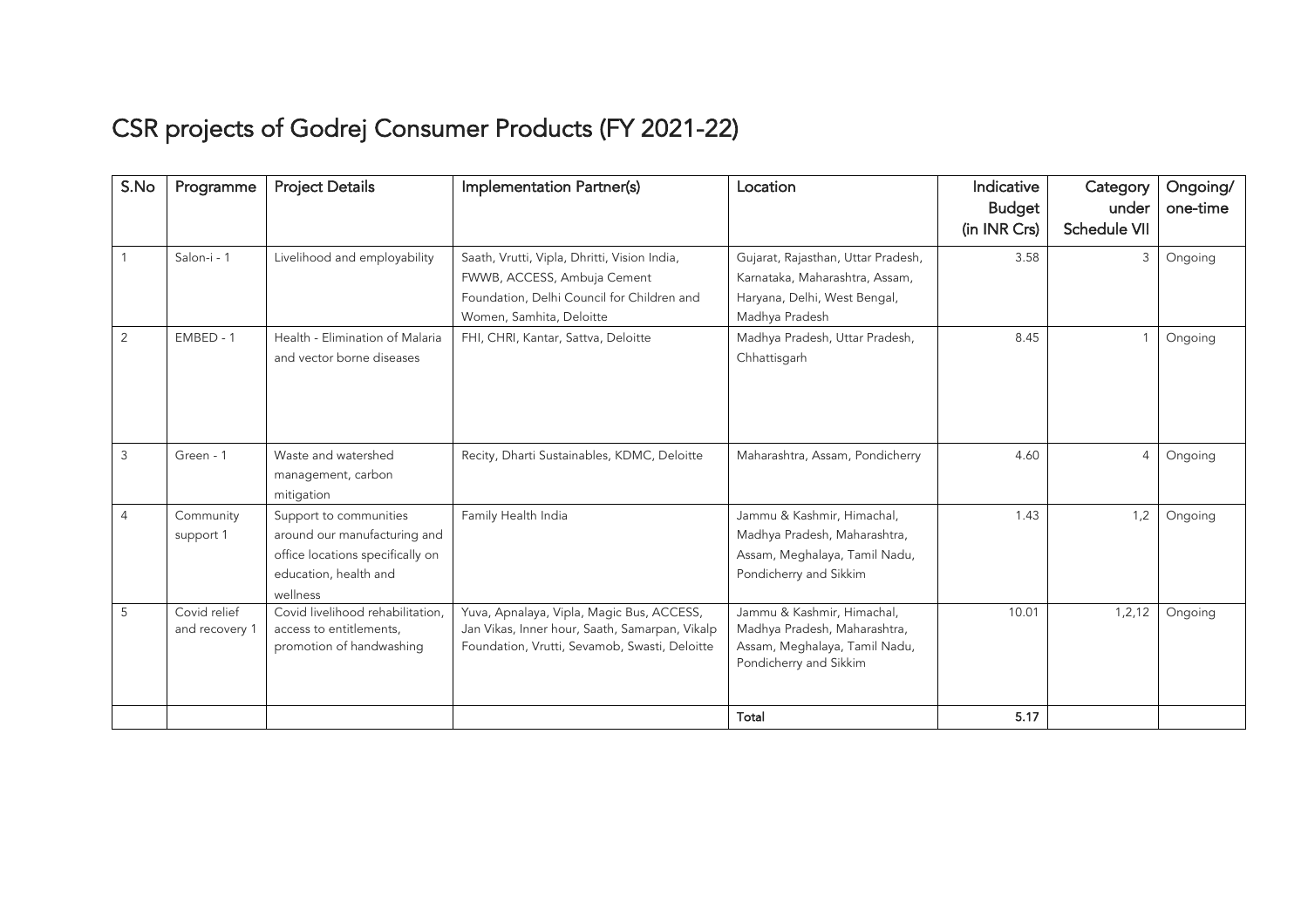# CSR projects of Godrej Consumer Products (FY 2021-22)

| S.No | Programme | Project Details | Implementation Partner(s) | Location | Indicative Budget (in INR Crs) | Category under Schedule VII | Ongoing/ one-time |
|---|---|---|---|---|---|---|---|
| 1 | Salon-i - 1 | Livelihood and employability | Saath, Vrutti, Vipla, Dhritti, Vision India, FWWB, ACCESS, Ambuja Cement Foundation, Delhi Council for Children and Women, Samhita, Deloitte | Gujarat, Rajasthan, Uttar Pradesh, Karnataka, Maharashtra, Assam, Haryana, Delhi, West Bengal, Madhya Pradesh | 3.58 | 3 | Ongoing |
| 2 | EMBED - 1 | Health - Elimination of Malaria and vector borne diseases | FHI, CHRI, Kantar, Sattva, Deloitte | Madhya Pradesh, Uttar Pradesh, Chhattisgarh | 8.45 | 1 | Ongoing |
| 3 | Green - 1 | Waste and watershed management, carbon mitigation | Recity, Dharti Sustainables, KDMC, Deloitte | Maharashtra, Assam, Pondicherry | 4.60 | 4 | Ongoing |
| 4 | Community support 1 | Support to communities around our manufacturing and office locations specifically on education, health and wellness | Family Health India | Jammu & Kashmir, Himachal, Madhya Pradesh, Maharashtra, Assam, Meghalaya, Tamil Nadu, Pondicherry and Sikkim | 1.43 | 1,2 | Ongoing |
| 5 | Covid relief and recovery 1 | Covid livelihood rehabilitation, access to entitlements, promotion of handwashing | Yuva, Apnalaya, Vipla, Magic Bus, ACCESS, Jan Vikas, Inner hour, Saath, Samarpan, Vikalp Foundation, Vrutti, Sevamob, Swasti, Deloitte | Jammu & Kashmir, Himachal, Madhya Pradesh, Maharashtra, Assam, Meghalaya, Tamil Nadu, Pondicherry and Sikkim | 10.01 | 1,2,12 | Ongoing |
| | | | | **Total** | **5.17** | | |